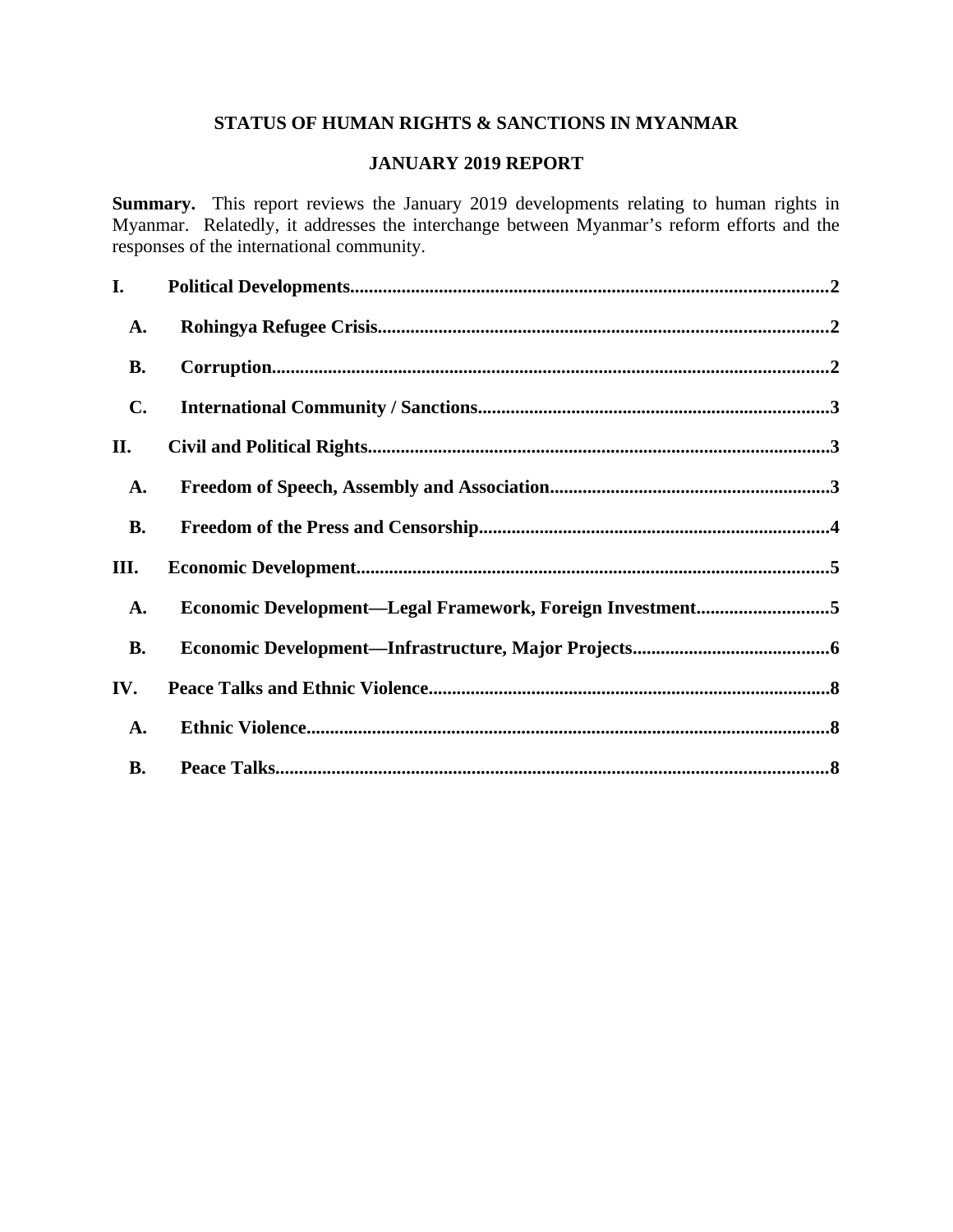# STATUS OF HUMAN RIGHTS & SANCTIONS IN MYANMAR

## JANUARY 2019 REPORT

**Summary.** This report reviews the January 2019 developments relating to human rights in Myanmar. Relatedly, it addresses the interchange between Myanmar's reform efforts and the responses of the international community.

**I. Political Developments......2**

- **A. Rohingya Refugee Crisis......2**
- **B. Corruption......2**
- **C. International Community / Sanctions......3**

**II. Civil and Political Rights......3**

- **A. Freedom of Speech, Assembly and Association......3**
- **B. Freedom of the Press and Censorship......4**

**III. Economic Development......5**

- **A. Economic Development—Legal Framework, Foreign Investment......5**
- **B. Economic Development—Infrastructure, Major Projects......6**

**IV. Peace Talks and Ethnic Violence......8**

- **A. Ethnic Violence......8**
- **B. Peace Talks......8**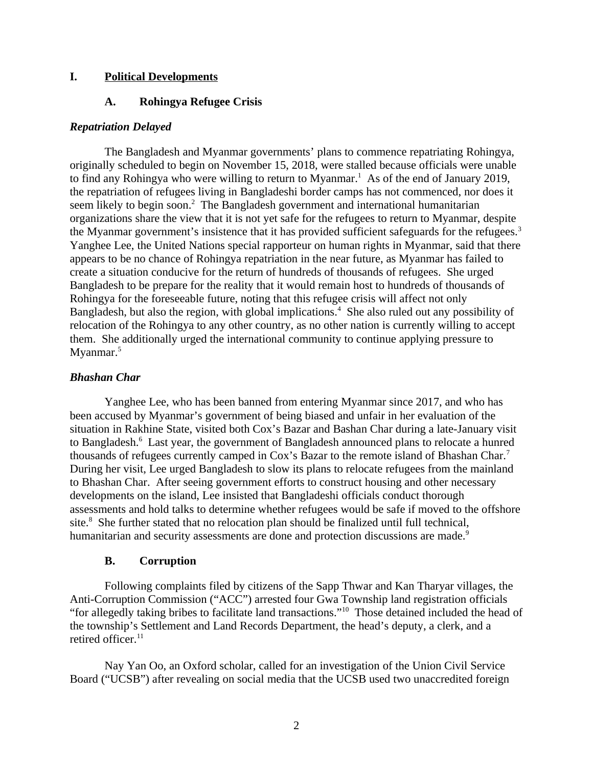# I. Political Developments

## A. Rohingya Refugee Crisis

### *Repatriation Delayed*

The Bangladesh and Myanmar governments' plans to commence repatriating Rohingya, originally scheduled to begin on November 15, 2018, were stalled because officials were unable to find any Rohingya who were willing to return to Myanmar.[1] As of the end of January 2019, the repatriation of refugees living in Bangladeshi border camps has not commenced, nor does it seem likely to begin soon.[2] The Bangladesh government and international humanitarian organizations share the view that it is not yet safe for the refugees to return to Myanmar, despite the Myanmar government's insistence that it has provided sufficient safeguards for the refugees.[3] Yanghee Lee, the United Nations special rapporteur on human rights in Myanmar, said that there appears to be no chance of Rohingya repatriation in the near future, as Myanmar has failed to create a situation conducive for the return of hundreds of thousands of refugees. She urged Bangladesh to be prepare for the reality that it would remain host to hundreds of thousands of Rohingya for the foreseeable future, noting that this refugee crisis will affect not only Bangladesh, but also the region, with global implications.[4] She also ruled out any possibility of relocation of the Rohingya to any other country, as no other nation is currently willing to accept them. She additionally urged the international community to continue applying pressure to Myanmar.[5]

### *Bhashan Char*

Yanghee Lee, who has been banned from entering Myanmar since 2017, and who has been accused by Myanmar's government of being biased and unfair in her evaluation of the situation in Rakhine State, visited both Cox's Bazar and Bashan Char during a late-January visit to Bangladesh.[6] Last year, the government of Bangladesh announced plans to relocate a hunred thousands of refugees currently camped in Cox's Bazar to the remote island of Bhashan Char.[7] During her visit, Lee urged Bangladesh to slow its plans to relocate refugees from the mainland to Bhashan Char. After seeing government efforts to construct housing and other necessary developments on the island, Lee insisted that Bangladeshi officials conduct thorough assessments and hold talks to determine whether refugees would be safe if moved to the offshore site.[8] She further stated that no relocation plan should be finalized until full technical, humanitarian and security assessments are done and protection discussions are made.[9]

## B. Corruption

Following complaints filed by citizens of the Sapp Thwar and Kan Tharyar villages, the Anti-Corruption Commission ("ACC") arrested four Gwa Township land registration officials "for allegedly taking bribes to facilitate land transactions."[10] Those detained included the head of the township's Settlement and Land Records Department, the head's deputy, a clerk, and a retired officer.[11]

Nay Yan Oo, an Oxford scholar, called for an investigation of the Union Civil Service Board ("UCSB") after revealing on social media that the UCSB used two unaccredited foreign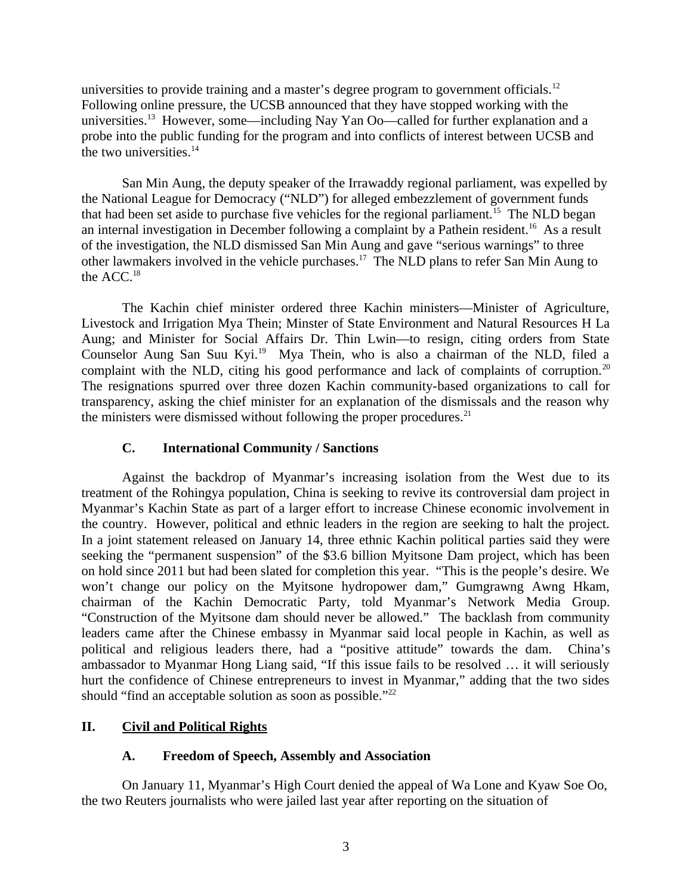universities to provide training and a master's degree program to government officials.[12] Following online pressure, the UCSB announced that they have stopped working with the universities.[13] However, some—including Nay Yan Oo—called for further explanation and a probe into the public funding for the program and into conflicts of interest between UCSB and the two universities.[14]

San Min Aung, the deputy speaker of the Irrawaddy regional parliament, was expelled by the National League for Democracy ("NLD") for alleged embezzlement of government funds that had been set aside to purchase five vehicles for the regional parliament.[15] The NLD began an internal investigation in December following a complaint by a Pathein resident.[16] As a result of the investigation, the NLD dismissed San Min Aung and gave "serious warnings" to three other lawmakers involved in the vehicle purchases.[17] The NLD plans to refer San Min Aung to the ACC.[18]

The Kachin chief minister ordered three Kachin ministers—Minister of Agriculture, Livestock and Irrigation Mya Thein; Minster of State Environment and Natural Resources H La Aung; and Minister for Social Affairs Dr. Thin Lwin—to resign, citing orders from State Counselor Aung San Suu Kyi.[19] Mya Thein, who is also a chairman of the NLD, filed a complaint with the NLD, citing his good performance and lack of complaints of corruption.[20] The resignations spurred over three dozen Kachin community-based organizations to call for transparency, asking the chief minister for an explanation of the dismissals and the reason why the ministers were dismissed without following the proper procedures.[21]

### C. International Community / Sanctions

Against the backdrop of Myanmar's increasing isolation from the West due to its treatment of the Rohingya population, China is seeking to revive its controversial dam project in Myanmar's Kachin State as part of a larger effort to increase Chinese economic involvement in the country. However, political and ethnic leaders in the region are seeking to halt the project. In a joint statement released on January 14, three ethnic Kachin political parties said they were seeking the "permanent suspension" of the $3.6 billion Myitsone Dam project, which has been on hold since 2011 but had been slated for completion this year. "This is the people's desire. We won't change our policy on the Myitsone hydropower dam," Gumgrawng Awng Hkam, chairman of the Kachin Democratic Party, told Myanmar's Network Media Group. "Construction of the Myitsone dam should never be allowed." The backlash from community leaders came after the Chinese embassy in Myanmar said local people in Kachin, as well as political and religious leaders there, had a "positive attitude" towards the dam. China's ambassador to Myanmar Hong Liang said, "If this issue fails to be resolved … it will seriously hurt the confidence of Chinese entrepreneurs to invest in Myanmar," adding that the two sides should "find an acceptable solution as soon as possible."[22]

## II. Civil and Political Rights

### A. Freedom of Speech, Assembly and Association

On January 11, Myanmar's High Court denied the appeal of Wa Lone and Kyaw Soe Oo, the two Reuters journalists who were jailed last year after reporting on the situation of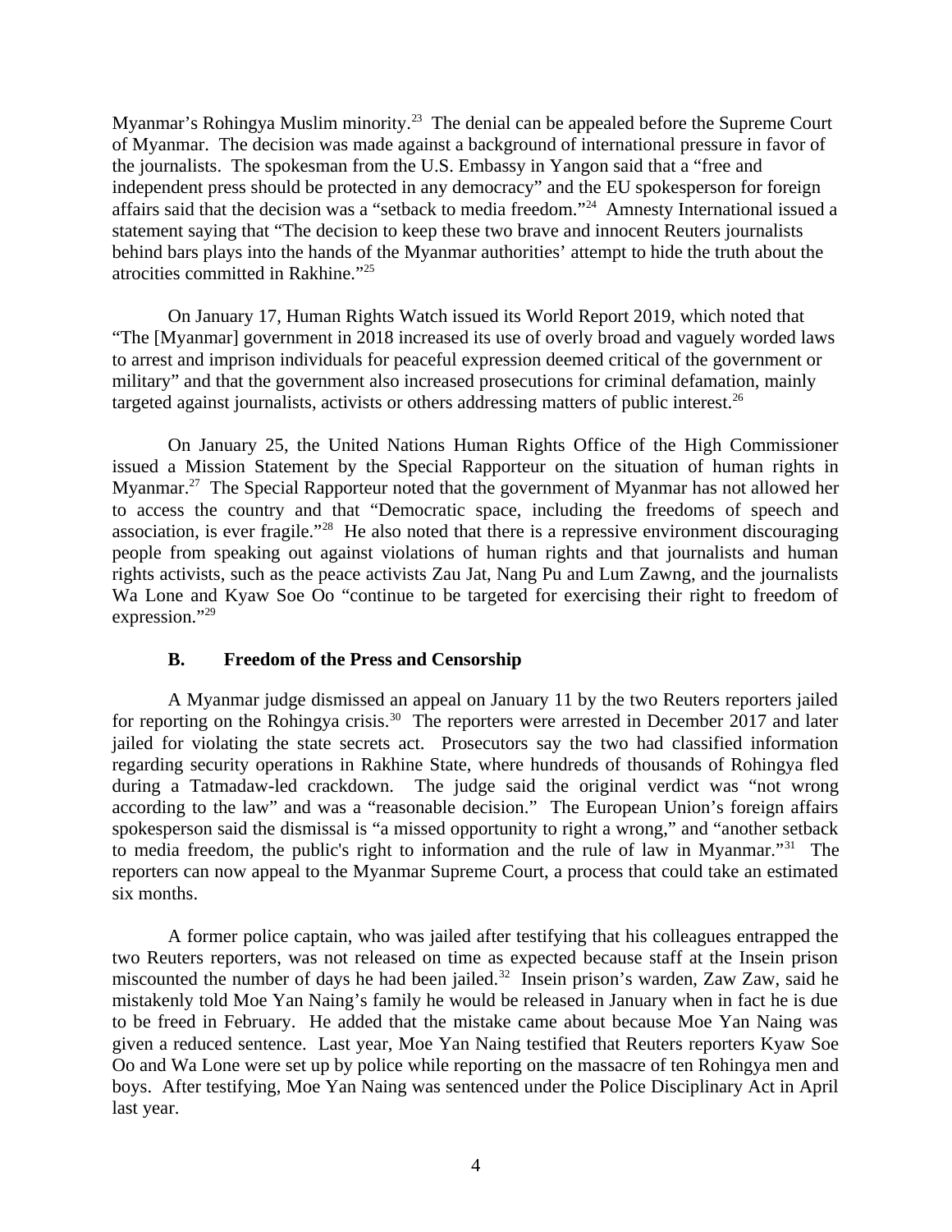Myanmar's Rohingya Muslim minority.[23] The denial can be appealed before the Supreme Court of Myanmar. The decision was made against a background of international pressure in favor of the journalists. The spokesman from the U.S. Embassy in Yangon said that a "free and independent press should be protected in any democracy" and the EU spokesperson for foreign affairs said that the decision was a "setback to media freedom."[24] Amnesty International issued a statement saying that "The decision to keep these two brave and innocent Reuters journalists behind bars plays into the hands of the Myanmar authorities' attempt to hide the truth about the atrocities committed in Rakhine."[25]

On January 17, Human Rights Watch issued its World Report 2019, which noted that "The [Myanmar] government in 2018 increased its use of overly broad and vaguely worded laws to arrest and imprison individuals for peaceful expression deemed critical of the government or military" and that the government also increased prosecutions for criminal defamation, mainly targeted against journalists, activists or others addressing matters of public interest.[26]

On January 25, the United Nations Human Rights Office of the High Commissioner issued a Mission Statement by the Special Rapporteur on the situation of human rights in Myanmar.[27] The Special Rapporteur noted that the government of Myanmar has not allowed her to access the country and that "Democratic space, including the freedoms of speech and association, is ever fragile."[28] He also noted that there is a repressive environment discouraging people from speaking out against violations of human rights and that journalists and human rights activists, such as the peace activists Zau Jat, Nang Pu and Lum Zawng, and the journalists Wa Lone and Kyaw Soe Oo "continue to be targeted for exercising their right to freedom of expression."[29]

### B. Freedom of the Press and Censorship

A Myanmar judge dismissed an appeal on January 11 by the two Reuters reporters jailed for reporting on the Rohingya crisis.[30] The reporters were arrested in December 2017 and later jailed for violating the state secrets act. Prosecutors say the two had classified information regarding security operations in Rakhine State, where hundreds of thousands of Rohingya fled during a Tatmadaw-led crackdown. The judge said the original verdict was "not wrong according to the law" and was a "reasonable decision." The European Union's foreign affairs spokesperson said the dismissal is "a missed opportunity to right a wrong," and "another setback to media freedom, the public's right to information and the rule of law in Myanmar."[31] The reporters can now appeal to the Myanmar Supreme Court, a process that could take an estimated six months.

A former police captain, who was jailed after testifying that his colleagues entrapped the two Reuters reporters, was not released on time as expected because staff at the Insein prison miscounted the number of days he had been jailed.[32] Insein prison's warden, Zaw Zaw, said he mistakenly told Moe Yan Naing's family he would be released in January when in fact he is due to be freed in February. He added that the mistake came about because Moe Yan Naing was given a reduced sentence. Last year, Moe Yan Naing testified that Reuters reporters Kyaw Soe Oo and Wa Lone were set up by police while reporting on the massacre of ten Rohingya men and boys. After testifying, Moe Yan Naing was sentenced under the Police Disciplinary Act in April last year.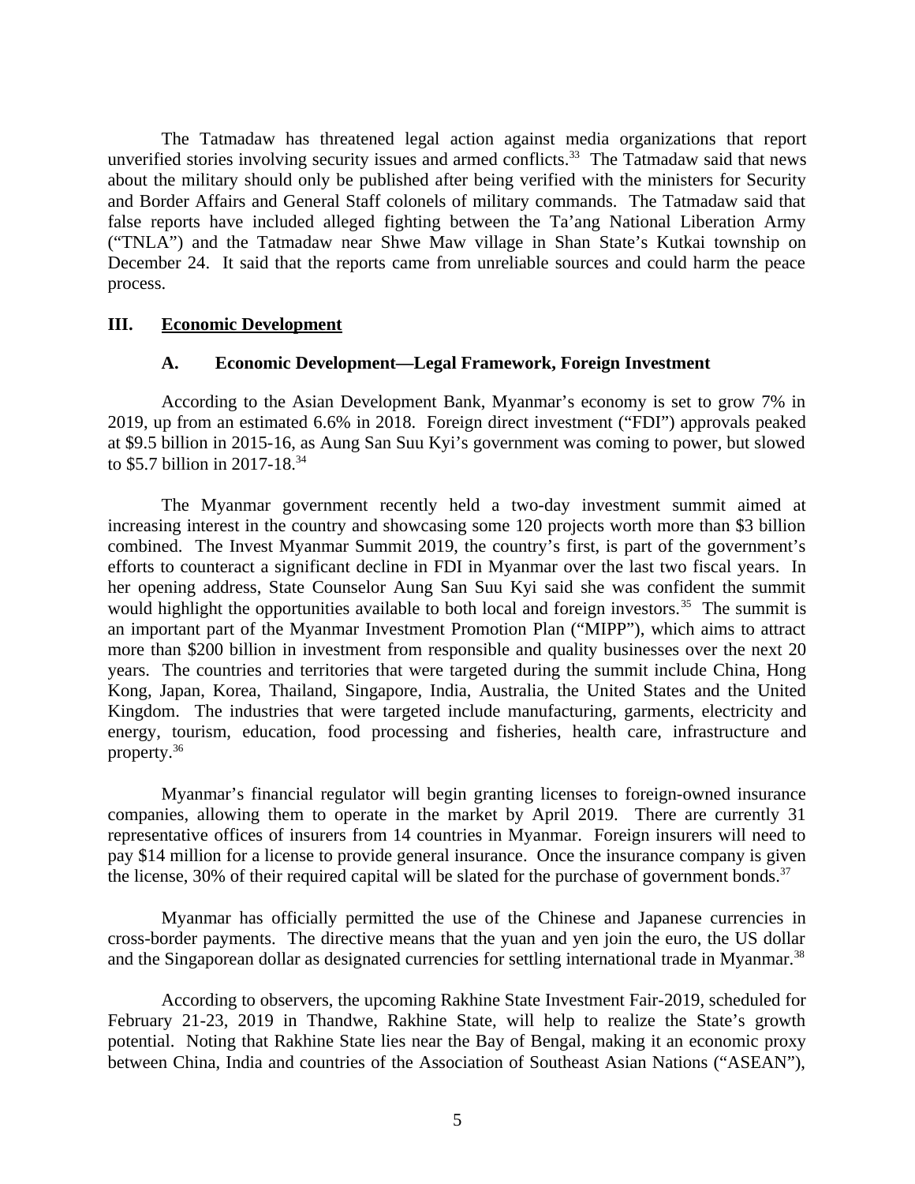The Tatmadaw has threatened legal action against media organizations that report unverified stories involving security issues and armed conflicts.[33] The Tatmadaw said that news about the military should only be published after being verified with the ministers for Security and Border Affairs and General Staff colonels of military commands. The Tatmadaw said that false reports have included alleged fighting between the Ta'ang National Liberation Army ("TNLA") and the Tatmadaw near Shwe Maw village in Shan State's Kutkai township on December 24. It said that the reports came from unreliable sources and could harm the peace process.

## III. Economic Development

### A. Economic Development—Legal Framework, Foreign Investment

According to the Asian Development Bank, Myanmar's economy is set to grow 7% in 2019, up from an estimated 6.6% in 2018. Foreign direct investment ("FDI") approvals peaked at $9.5 billion in 2015-16, as Aung San Suu Kyi's government was coming to power, but slowed to $5.7 billion in 2017-18.[34]

The Myanmar government recently held a two-day investment summit aimed at increasing interest in the country and showcasing some 120 projects worth more than $3 billion combined. The Invest Myanmar Summit 2019, the country's first, is part of the government's efforts to counteract a significant decline in FDI in Myanmar over the last two fiscal years. In her opening address, State Counselor Aung San Suu Kyi said she was confident the summit would highlight the opportunities available to both local and foreign investors.[35] The summit is an important part of the Myanmar Investment Promotion Plan ("MIPP"), which aims to attract more than $200 billion in investment from responsible and quality businesses over the next 20 years. The countries and territories that were targeted during the summit include China, Hong Kong, Japan, Korea, Thailand, Singapore, India, Australia, the United States and the United Kingdom. The industries that were targeted include manufacturing, garments, electricity and energy, tourism, education, food processing and fisheries, health care, infrastructure and property.[36]

Myanmar's financial regulator will begin granting licenses to foreign-owned insurance companies, allowing them to operate in the market by April 2019. There are currently 31 representative offices of insurers from 14 countries in Myanmar. Foreign insurers will need to pay $14 million for a license to provide general insurance. Once the insurance company is given the license, 30% of their required capital will be slated for the purchase of government bonds.[37]

Myanmar has officially permitted the use of the Chinese and Japanese currencies in cross-border payments. The directive means that the yuan and yen join the euro, the US dollar and the Singaporean dollar as designated currencies for settling international trade in Myanmar.[38]

According to observers, the upcoming Rakhine State Investment Fair-2019, scheduled for February 21-23, 2019 in Thandwe, Rakhine State, will help to realize the State's growth potential. Noting that Rakhine State lies near the Bay of Bengal, making it an economic proxy between China, India and countries of the Association of Southeast Asian Nations ("ASEAN"),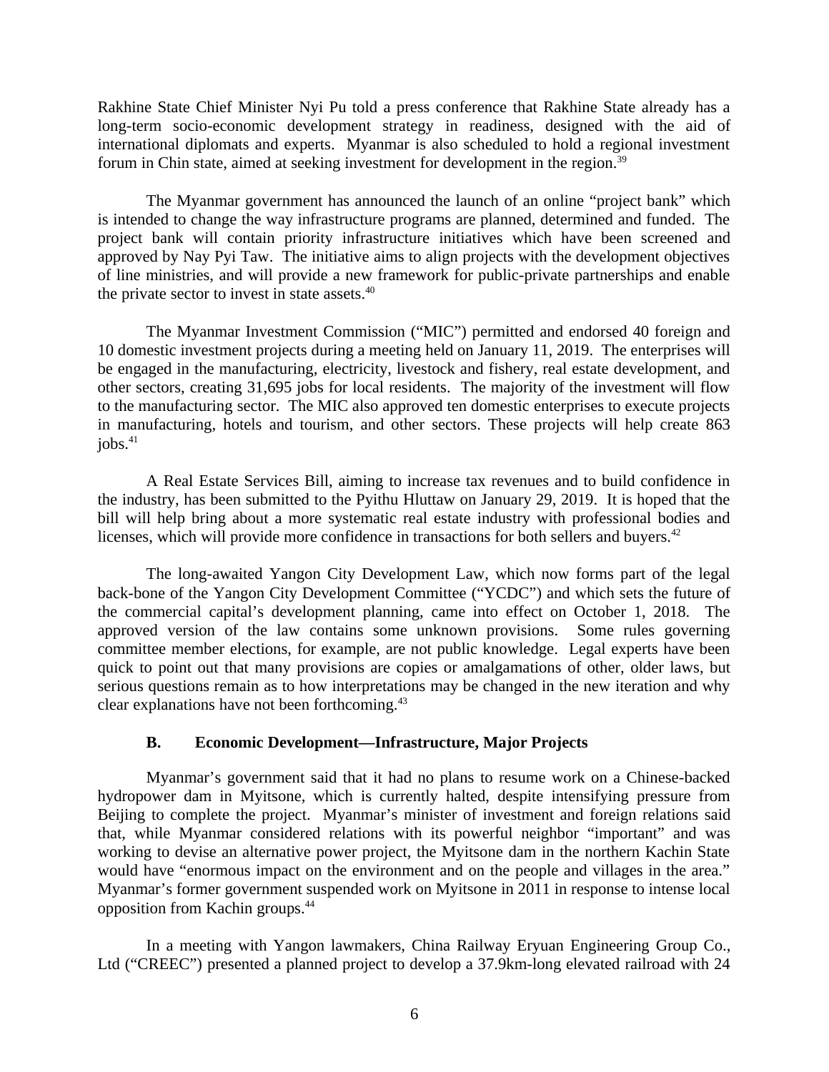Rakhine State Chief Minister Nyi Pu told a press conference that Rakhine State already has a long-term socio-economic development strategy in readiness, designed with the aid of international diplomats and experts. Myanmar is also scheduled to hold a regional investment forum in Chin state, aimed at seeking investment for development in the region.[39]

The Myanmar government has announced the launch of an online "project bank" which is intended to change the way infrastructure programs are planned, determined and funded. The project bank will contain priority infrastructure initiatives which have been screened and approved by Nay Pyi Taw. The initiative aims to align projects with the development objectives of line ministries, and will provide a new framework for public-private partnerships and enable the private sector to invest in state assets.[40]

The Myanmar Investment Commission ("MIC") permitted and endorsed 40 foreign and 10 domestic investment projects during a meeting held on January 11, 2019. The enterprises will be engaged in the manufacturing, electricity, livestock and fishery, real estate development, and other sectors, creating 31,695 jobs for local residents. The majority of the investment will flow to the manufacturing sector. The MIC also approved ten domestic enterprises to execute projects in manufacturing, hotels and tourism, and other sectors. These projects will help create 863 jobs.[41]

A Real Estate Services Bill, aiming to increase tax revenues and to build confidence in the industry, has been submitted to the Pyithu Hluttaw on January 29, 2019. It is hoped that the bill will help bring about a more systematic real estate industry with professional bodies and licenses, which will provide more confidence in transactions for both sellers and buyers.[42]

The long-awaited Yangon City Development Law, which now forms part of the legal back-bone of the Yangon City Development Committee ("YCDC") and which sets the future of the commercial capital's development planning, came into effect on October 1, 2018. The approved version of the law contains some unknown provisions. Some rules governing committee member elections, for example, are not public knowledge. Legal experts have been quick to point out that many provisions are copies or amalgamations of other, older laws, but serious questions remain as to how interpretations may be changed in the new iteration and why clear explanations have not been forthcoming.[43]

### B. Economic Development—Infrastructure, Major Projects

Myanmar's government said that it had no plans to resume work on a Chinese-backed hydropower dam in Myitsone, which is currently halted, despite intensifying pressure from Beijing to complete the project. Myanmar's minister of investment and foreign relations said that, while Myanmar considered relations with its powerful neighbor "important" and was working to devise an alternative power project, the Myitsone dam in the northern Kachin State would have "enormous impact on the environment and on the people and villages in the area." Myanmar's former government suspended work on Myitsone in 2011 in response to intense local opposition from Kachin groups.[44]

In a meeting with Yangon lawmakers, China Railway Eryuan Engineering Group Co., Ltd ("CREEC") presented a planned project to develop a 37.9km-long elevated railroad with 24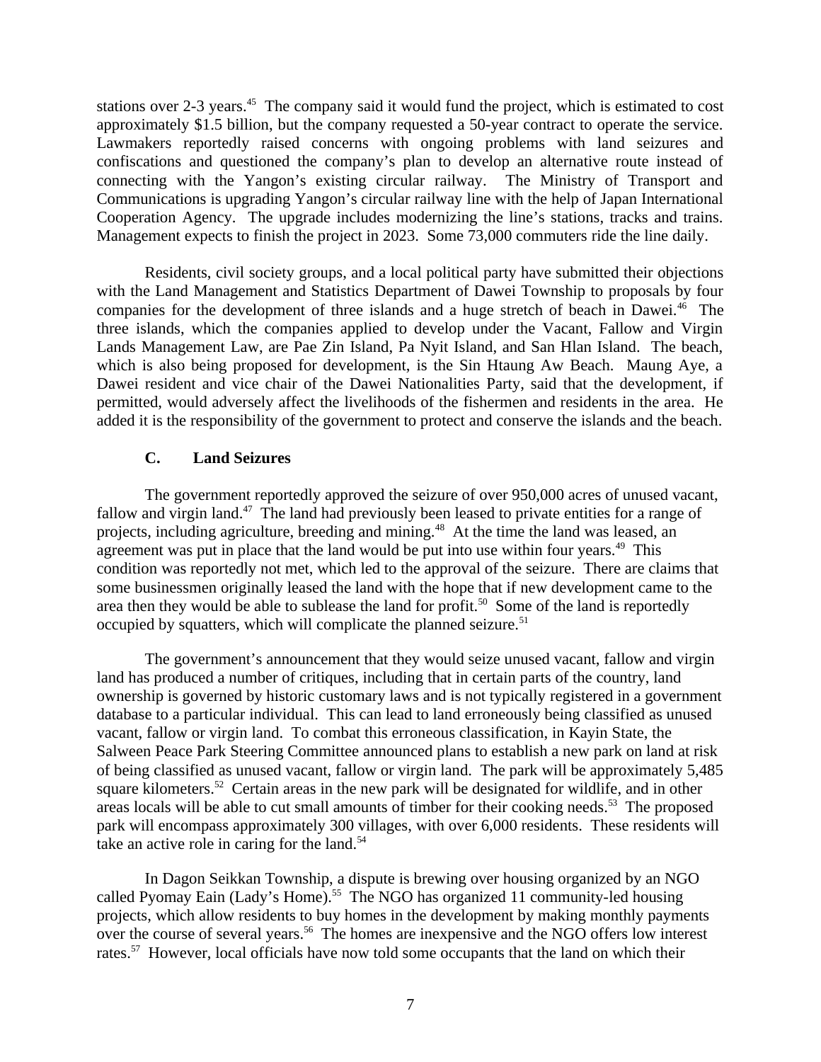stations over 2-3 years.[45] The company said it would fund the project, which is estimated to cost approximately $1.5 billion, but the company requested a 50-year contract to operate the service. Lawmakers reportedly raised concerns with ongoing problems with land seizures and confiscations and questioned the company's plan to develop an alternative route instead of connecting with the Yangon's existing circular railway. The Ministry of Transport and Communications is upgrading Yangon's circular railway line with the help of Japan International Cooperation Agency. The upgrade includes modernizing the line's stations, tracks and trains. Management expects to finish the project in 2023. Some 73,000 commuters ride the line daily.

Residents, civil society groups, and a local political party have submitted their objections with the Land Management and Statistics Department of Dawei Township to proposals by four companies for the development of three islands and a huge stretch of beach in Dawei.[46] The three islands, which the companies applied to develop under the Vacant, Fallow and Virgin Lands Management Law, are Pae Zin Island, Pa Nyit Island, and San Hlan Island. The beach, which is also being proposed for development, is the Sin Htaung Aw Beach. Maung Aye, a Dawei resident and vice chair of the Dawei Nationalities Party, said that the development, if permitted, would adversely affect the livelihoods of the fishermen and residents in the area. He added it is the responsibility of the government to protect and conserve the islands and the beach.

### C. Land Seizures

The government reportedly approved the seizure of over 950,000 acres of unused vacant, fallow and virgin land.[47] The land had previously been leased to private entities for a range of projects, including agriculture, breeding and mining.[48] At the time the land was leased, an agreement was put in place that the land would be put into use within four years.[49] This condition was reportedly not met, which led to the approval of the seizure. There are claims that some businessmen originally leased the land with the hope that if new development came to the area then they would be able to sublease the land for profit.[50] Some of the land is reportedly occupied by squatters, which will complicate the planned seizure.[51]

The government's announcement that they would seize unused vacant, fallow and virgin land has produced a number of critiques, including that in certain parts of the country, land ownership is governed by historic customary laws and is not typically registered in a government database to a particular individual. This can lead to land erroneously being classified as unused vacant, fallow or virgin land. To combat this erroneous classification, in Kayin State, the Salween Peace Park Steering Committee announced plans to establish a new park on land at risk of being classified as unused vacant, fallow or virgin land. The park will be approximately 5,485 square kilometers.[52] Certain areas in the new park will be designated for wildlife, and in other areas locals will be able to cut small amounts of timber for their cooking needs.[53] The proposed park will encompass approximately 300 villages, with over 6,000 residents. These residents will take an active role in caring for the land.[54]

In Dagon Seikkan Township, a dispute is brewing over housing organized by an NGO called Pyomay Eain (Lady's Home).[55] The NGO has organized 11 community-led housing projects, which allow residents to buy homes in the development by making monthly payments over the course of several years.[56] The homes are inexpensive and the NGO offers low interest rates.[57] However, local officials have now told some occupants that the land on which their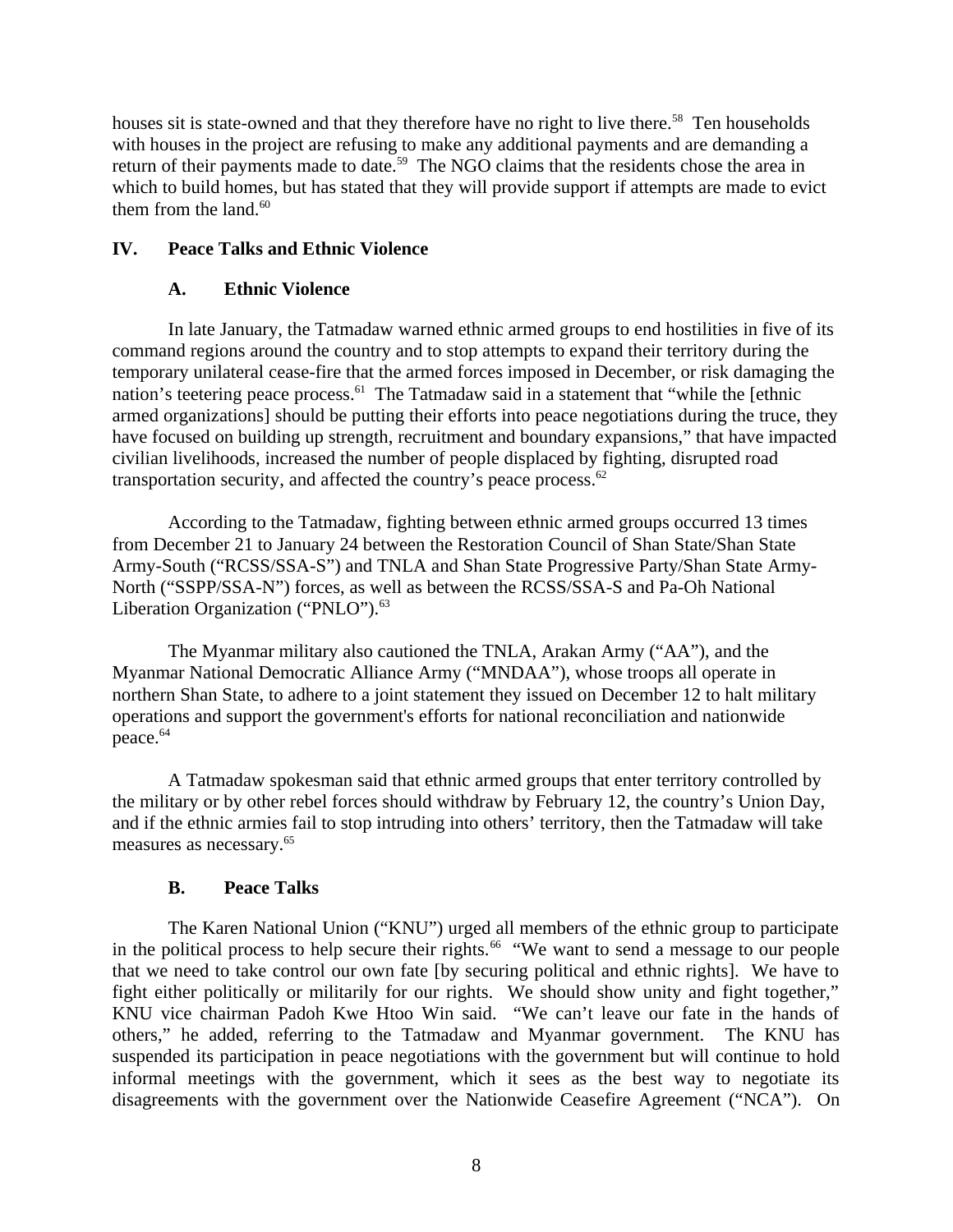houses sit is state-owned and that they therefore have no right to live there.[58] Ten households with houses in the project are refusing to make any additional payments and are demanding a return of their payments made to date.[59] The NGO claims that the residents chose the area in which to build homes, but has stated that they will provide support if attempts are made to evict them from the land.[60]

## IV. Peace Talks and Ethnic Violence

### A. Ethnic Violence

In late January, the Tatmadaw warned ethnic armed groups to end hostilities in five of its command regions around the country and to stop attempts to expand their territory during the temporary unilateral cease-fire that the armed forces imposed in December, or risk damaging the nation's teetering peace process.[61] The Tatmadaw said in a statement that "while the [ethnic armed organizations] should be putting their efforts into peace negotiations during the truce, they have focused on building up strength, recruitment and boundary expansions," that have impacted civilian livelihoods, increased the number of people displaced by fighting, disrupted road transportation security, and affected the country's peace process.[62]

According to the Tatmadaw, fighting between ethnic armed groups occurred 13 times from December 21 to January 24 between the Restoration Council of Shan State/Shan State Army-South ("RCSS/SSA-S") and TNLA and Shan State Progressive Party/Shan State Army-North ("SSPP/SSA-N") forces, as well as between the RCSS/SSA-S and Pa-Oh National Liberation Organization ("PNLO").[63]

The Myanmar military also cautioned the TNLA, Arakan Army ("AA"), and the Myanmar National Democratic Alliance Army ("MNDAA"), whose troops all operate in northern Shan State, to adhere to a joint statement they issued on December 12 to halt military operations and support the government's efforts for national reconciliation and nationwide peace.[64]

A Tatmadaw spokesman said that ethnic armed groups that enter territory controlled by the military or by other rebel forces should withdraw by February 12, the country's Union Day, and if the ethnic armies fail to stop intruding into others' territory, then the Tatmadaw will take measures as necessary.[65]

### B. Peace Talks

The Karen National Union ("KNU") urged all members of the ethnic group to participate in the political process to help secure their rights.[66] "We want to send a message to our people that we need to take control our own fate [by securing political and ethnic rights]. We have to fight either politically or militarily for our rights. We should show unity and fight together," KNU vice chairman Padoh Kwe Htoo Win said. "We can't leave our fate in the hands of others," he added, referring to the Tatmadaw and Myanmar government. The KNU has suspended its participation in peace negotiations with the government but will continue to hold informal meetings with the government, which it sees as the best way to negotiate its disagreements with the government over the Nationwide Ceasefire Agreement ("NCA"). On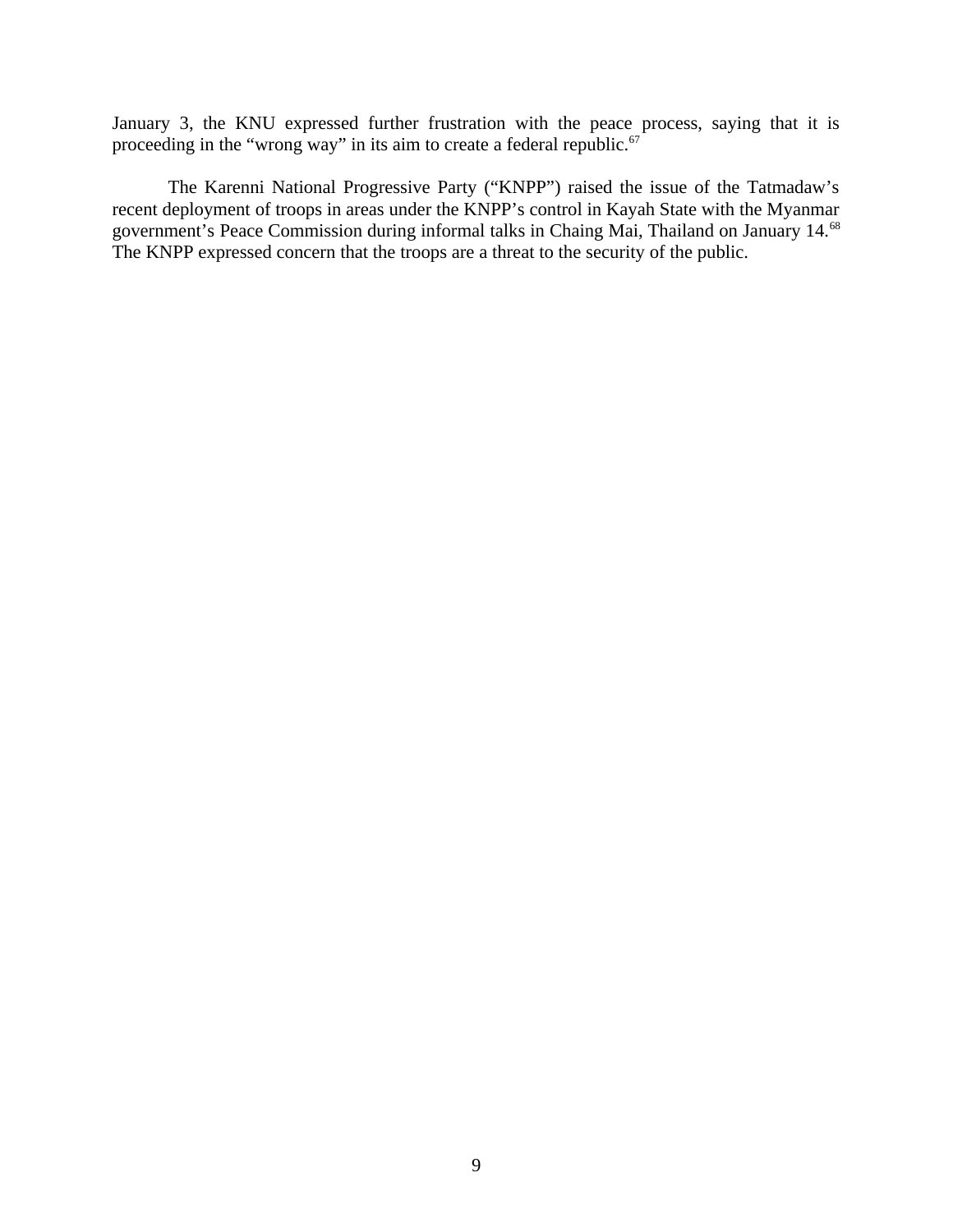January 3, the KNU expressed further frustration with the peace process, saying that it is proceeding in the "wrong way" in its aim to create a federal republic.[67]

The Karenni National Progressive Party ("KNPP") raised the issue of the Tatmadaw's recent deployment of troops in areas under the KNPP's control in Kayah State with the Myanmar government's Peace Commission during informal talks in Chaing Mai, Thailand on January 14.[68] The KNPP expressed concern that the troops are a threat to the security of the public.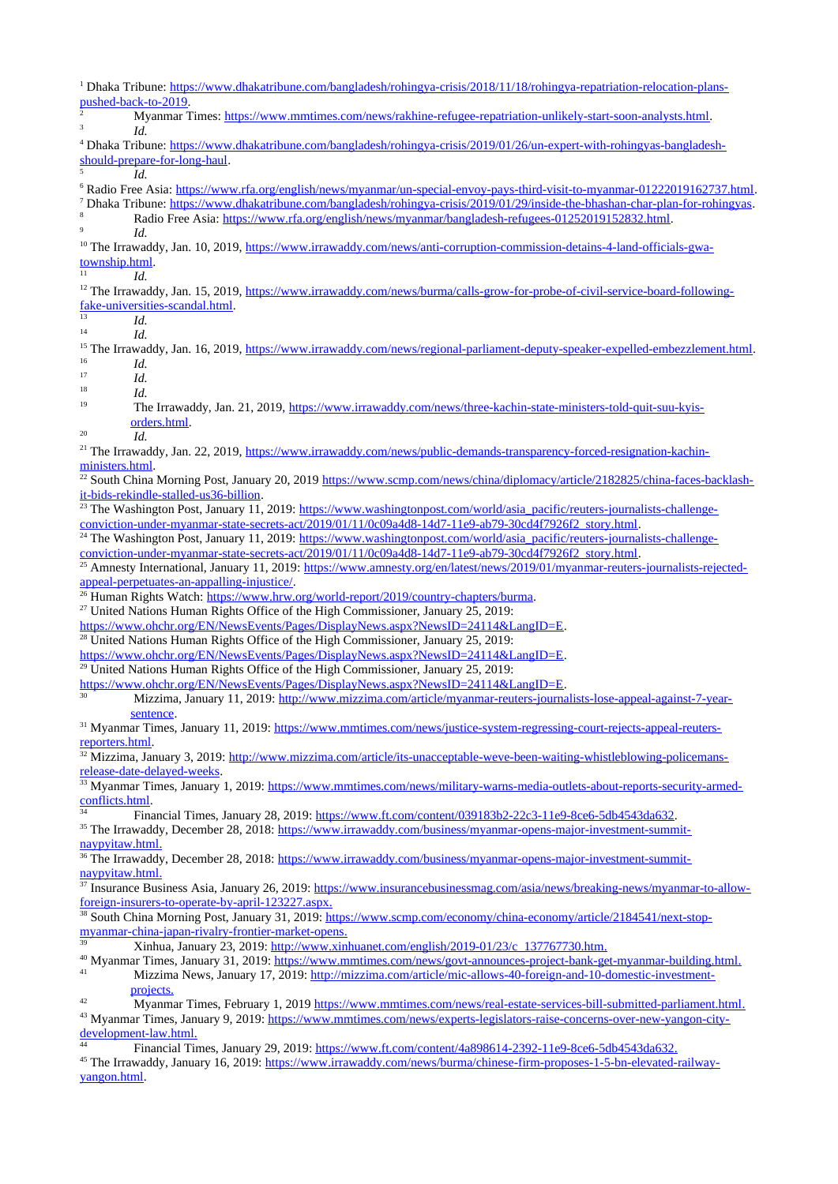[1] Dhaka Tribune: https://www.dhakatribune.com/bangladesh/rohingya-crisis/2018/11/18/rohingya-repatriation-relocation-plans-pushed-back-to-2019.

[2] Myanmar Times: https://www.mmtimes.com/news/rakhine-refugee-repatriation-unlikely-start-soon-analysts.html.

[3] *Id.*

[4] Dhaka Tribune: https://www.dhakatribune.com/bangladesh/rohingya-crisis/2019/01/26/un-expert-with-rohingyas-bangladesh-should-prepare-for-long-haul.

[5] *Id.*

[6] Radio Free Asia: https://www.rfa.org/english/news/myanmar/un-special-envoy-pays-third-visit-to-myanmar-01222019162737.html.

[7] Dhaka Tribune: https://www.dhakatribune.com/bangladesh/rohingya-crisis/2019/01/29/inside-the-bhashan-char-plan-for-rohingyas.

[8] Radio Free Asia: https://www.rfa.org/english/news/myanmar/bangladesh-refugees-01252019152832.html.

[9] *Id.*

[10] The Irrawaddy, Jan. 10, 2019, https://www.irrawaddy.com/news/anti-corruption-commission-detains-4-land-officials-gwa-township.html.

[11] *Id.*

[12] The Irrawaddy, Jan. 15, 2019, https://www.irrawaddy.com/news/burma/calls-grow-for-probe-of-civil-service-board-following-fake-universities-scandal.html.

[13] *Id.*

[14] *Id.*

[15] The Irrawaddy, Jan. 16, 2019, https://www.irrawaddy.com/news/regional-parliament-deputy-speaker-expelled-embezzlement.html.

[16] *Id.*

[17] *Id.*

[18] *Id.*

[19] The Irrawaddy, Jan. 21, 2019, https://www.irrawaddy.com/news/three-kachin-state-ministers-told-quit-suu-kyis-orders.html.

[20] *Id.*

[21] The Irrawaddy, Jan. 22, 2019, https://www.irrawaddy.com/news/public-demands-transparency-forced-resignation-kachin-ministers.html.

[22] South China Morning Post, January 20, 2019 https://www.scmp.com/news/china/diplomacy/article/2182825/china-faces-backlash-it-bids-rekindle-stalled-us36-billion.

[23] The Washington Post, January 11, 2019: https://www.washingtonpost.com/world/asia_pacific/reuters-journalists-challenge-conviction-under-myanmar-state-secrets-act/2019/01/11/0c09a4d8-14d7-11e9-ab79-30cd4f7926f2_story.html.

[24] The Washington Post, January 11, 2019: https://www.washingtonpost.com/world/asia_pacific/reuters-journalists-challenge-conviction-under-myanmar-state-secrets-act/2019/01/11/0c09a4d8-14d7-11e9-ab79-30cd4f7926f2_story.html.

[25] Amnesty International, January 11, 2019: https://www.amnesty.org/en/latest/news/2019/01/myanmar-reuters-journalists-rejected-appeal-perpetuates-an-appalling-injustice/.

[26] Human Rights Watch: https://www.hrw.org/world-report/2019/country-chapters/burma.

[27] United Nations Human Rights Office of the High Commissioner, January 25, 2019: https://www.ohchr.org/EN/NewsEvents/Pages/DisplayNews.aspx?NewsID=24114&LangID=E.

[28] United Nations Human Rights Office of the High Commissioner, January 25, 2019: https://www.ohchr.org/EN/NewsEvents/Pages/DisplayNews.aspx?NewsID=24114&LangID=E.

[29] United Nations Human Rights Office of the High Commissioner, January 25, 2019: https://www.ohchr.org/EN/NewsEvents/Pages/DisplayNews.aspx?NewsID=24114&LangID=E.

[30] Mizzima, January 11, 2019: http://www.mizzima.com/article/myanmar-reuters-journalists-lose-appeal-against-7-year-sentence.

[31] Myanmar Times, January 11, 2019: https://www.mmtimes.com/news/justice-system-regressing-court-rejects-appeal-reuters-reporters.html.

[32] Mizzima, January 3, 2019: http://www.mizzima.com/article/its-unacceptable-weve-been-waiting-whistleblowing-policemans-release-date-delayed-weeks.

[33] Myanmar Times, January 1, 2019: https://www.mmtimes.com/news/military-warns-media-outlets-about-reports-security-armed-conflicts.html.

[34] Financial Times, January 28, 2019: https://www.ft.com/content/039183b2-22c3-11e9-8ce6-5db4543da632.

[35] The Irrawaddy, December 28, 2018: https://www.irrawaddy.com/business/myanmar-opens-major-investment-summit-naypyitaw.html.

[36] The Irrawaddy, December 28, 2018: https://www.irrawaddy.com/business/myanmar-opens-major-investment-summit-naypyitaw.html.

[37] Insurance Business Asia, January 26, 2019: https://www.insurancebusinessmag.com/asia/news/breaking-news/myanmar-to-allow-foreign-insurers-to-operate-by-april-123227.aspx.

[38] South China Morning Post, January 31, 2019: https://www.scmp.com/economy/china-economy/article/2184541/next-stop-myanmar-china-japan-rivalry-frontier-market-opens.

[39] Xinhua, January 23, 2019: http://www.xinhuanet.com/english/2019-01/23/c_137767730.htm.

[40] Myanmar Times, January 31, 2019: https://www.mmtimes.com/news/govt-announces-project-bank-get-myanmar-building.html.

[41] Mizzima News, January 17, 2019: http://mizzima.com/article/mic-allows-40-foreign-and-10-domestic-investment-projects.

[42] Myanmar Times, February 1, 2019 https://www.mmtimes.com/news/real-estate-services-bill-submitted-parliament.html.

[43] Myanmar Times, January 9, 2019: https://www.mmtimes.com/news/experts-legislators-raise-concerns-over-new-yangon-city-development-law.html.

[44] Financial Times, January 29, 2019: https://www.ft.com/content/4a898614-2392-11e9-8ce6-5db4543da632.

[45] The Irrawaddy, January 16, 2019: https://www.irrawaddy.com/news/burma/chinese-firm-proposes-1-5-bn-elevated-railway-yangon.html.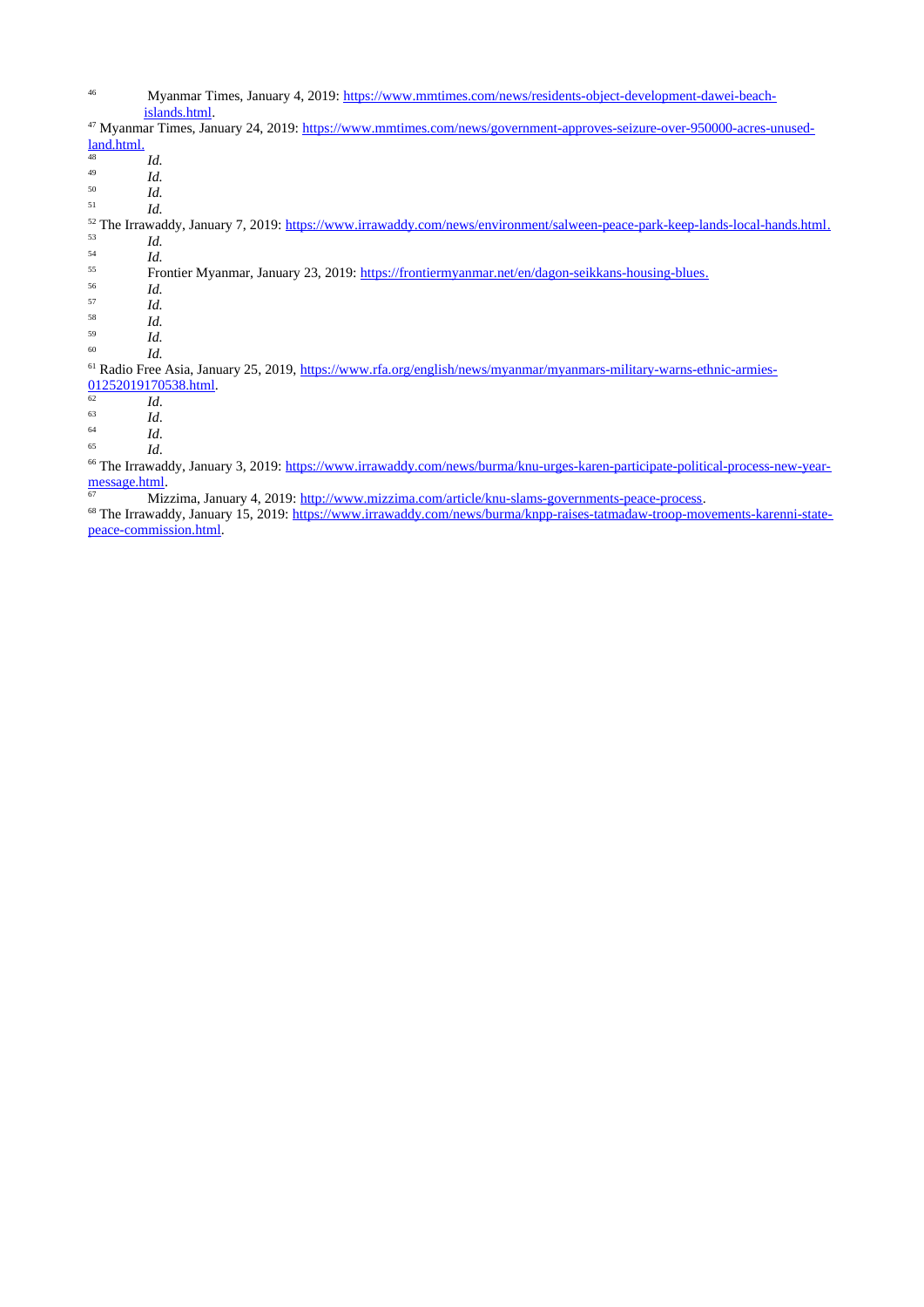[46] Myanmar Times, January 4, 2019: https://www.mmtimes.com/news/residents-object-development-dawei-beach-islands.html.

[47] Myanmar Times, January 24, 2019: https://www.mmtimes.com/news/government-approves-seizure-over-950000-acres-unused-land.html.

[48] *Id.*

[49] *Id.*

[50] *Id.*

[51] *Id.*

[52] The Irrawaddy, January 7, 2019: https://www.irrawaddy.com/news/environment/salween-peace-park-keep-lands-local-hands.html.

[53] *Id.*

[54] *Id.*

[55] Frontier Myanmar, January 23, 2019: https://frontiermyanmar.net/en/dagon-seikkans-housing-blues.

[56] *Id.*

[57] *Id.*

[58] *Id.*

[59] *Id.*

[60] *Id.*

[61] Radio Free Asia, January 25, 2019, https://www.rfa.org/english/news/myanmar/myanmars-military-warns-ethnic-armies-01252019170538.html.

[62] *Id.*

[63] *Id.*

[64] *Id.*

[65] *Id.*

[66] The Irrawaddy, January 3, 2019: https://www.irrawaddy.com/news/burma/knu-urges-karen-participate-political-process-new-year-message.html.

[67] Mizzima, January 4, 2019: http://www.mizzima.com/article/knu-slams-governments-peace-process.

[68] The Irrawaddy, January 15, 2019: https://www.irrawaddy.com/news/burma/knpp-raises-tatmadaw-troop-movements-karenni-state-peace-commission.html.